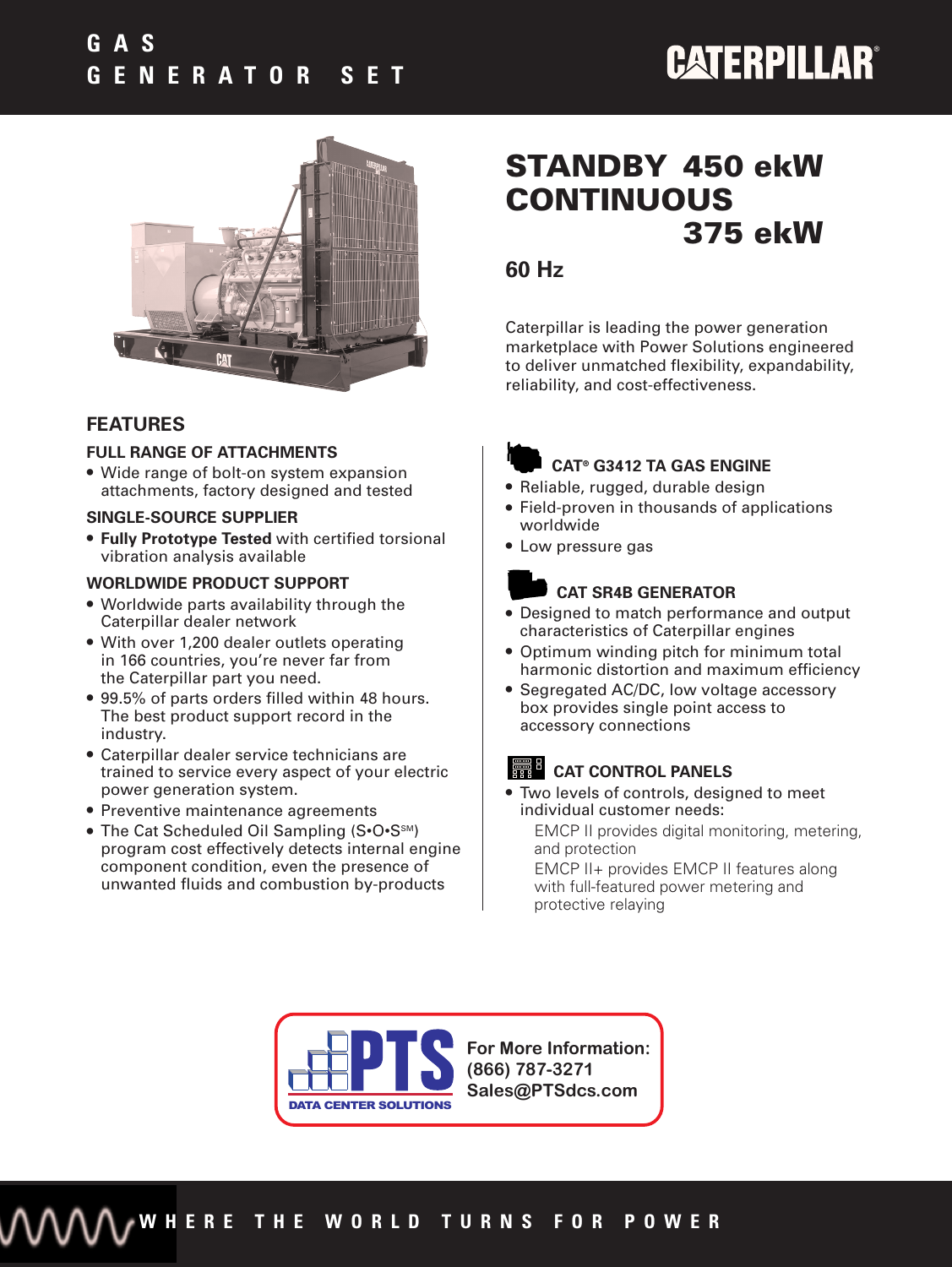# GAS GENERATOR SET

CATERPILLAR®

## STANDBY 450 ekW
## CONTINUOUS 375 ekW

**60 Hz**

Caterpillar is leading the power generation marketplace with Power Solutions engineered to deliver unmatched flexibility, expandability, reliability, and cost-effectiveness.

## FEATURES

### FULL RANGE OF ATTACHMENTS

- Wide range of bolt-on system expansion attachments, factory designed and tested

### SINGLE-SOURCE SUPPLIER

- **Fully Prototype Tested** with certified torsional vibration analysis available

### WORLDWIDE PRODUCT SUPPORT

- Worldwide parts availability through the Caterpillar dealer network
- With over 1,200 dealer outlets operating in 166 countries, you're never far from the Caterpillar part you need.
- 99.5% of parts orders filled within 48 hours. The best product support record in the industry.
- Caterpillar dealer service technicians are trained to service every aspect of your electric power generation system.
- Preventive maintenance agreements
- The Cat Scheduled Oil Sampling (S•O•S℠) program cost effectively detects internal engine component condition, even the presence of unwanted fluids and combustion by-products

### CAT® G3412 TA GAS ENGINE

- Reliable, rugged, durable design
- Field-proven in thousands of applications worldwide
- Low pressure gas

### CAT SR4B GENERATOR

- Designed to match performance and output characteristics of Caterpillar engines
- Optimum winding pitch for minimum total harmonic distortion and maximum efficiency
- Segregated AC/DC, low voltage accessory box provides single point access to accessory connections

### CAT CONTROL PANELS

- Two levels of controls, designed to meet individual customer needs:

  EMCP II provides digital monitoring, metering, and protection

  EMCP II+ provides EMCP II features along with full-featured power metering and protective relaying

PTS DATA CENTER SOLUTIONS

**For More Information:**
**(866) 787-3271**
**Sales@PTSdcs.com**

WHERE THE WORLD TURNS FOR POWER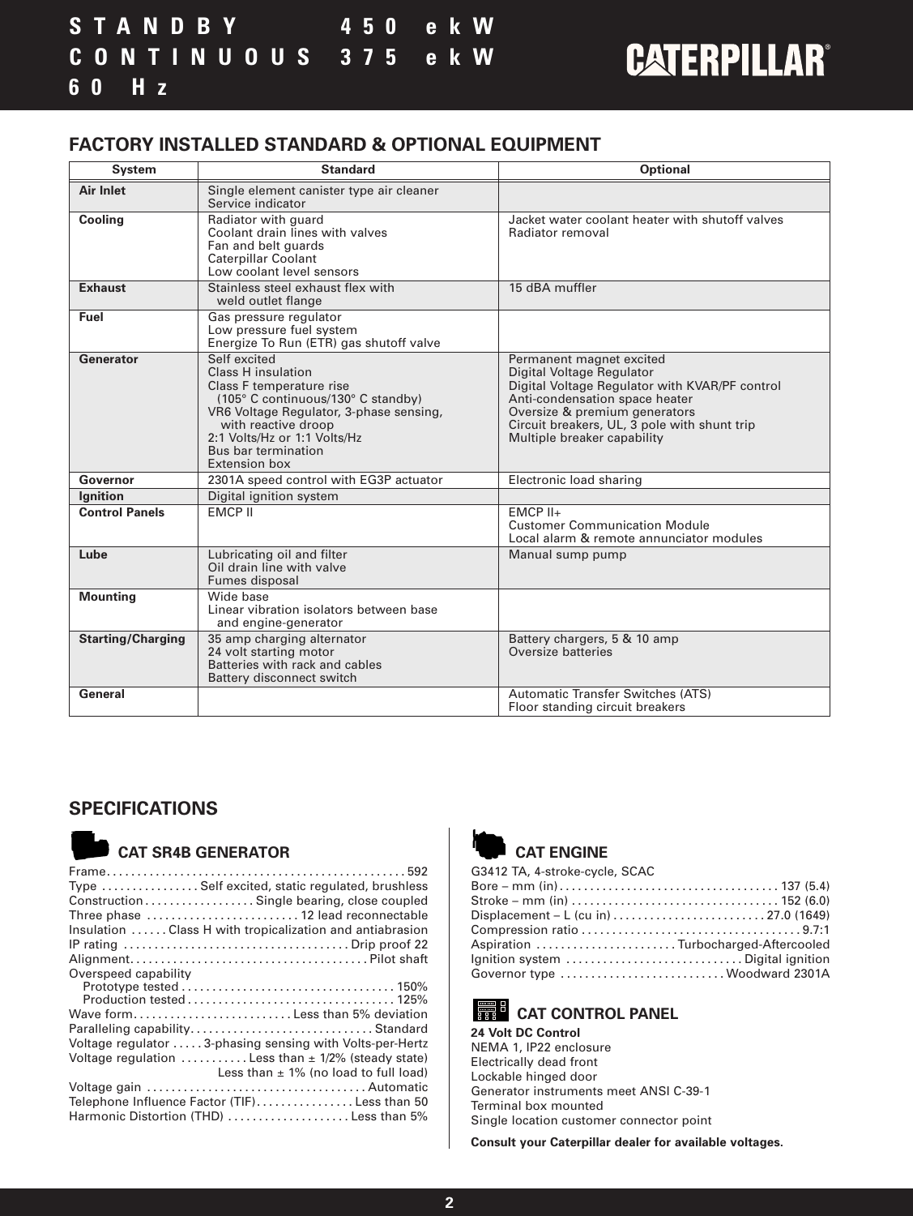STANDBY 450 ekW
CONTINUOUS 375 ekW
60 Hz

## FACTORY INSTALLED STANDARD & OPTIONAL EQUIPMENT

| System | Standard | Optional |
|---|---|---|
| **Air Inlet** | Single element canister type air cleaner<br>Service indicator | |
| **Cooling** | Radiator with guard<br>Coolant drain lines with valves<br>Fan and belt guards<br>Caterpillar Coolant<br>Low coolant level sensors | Jacket water coolant heater with shutoff valves<br>Radiator removal |
| **Exhaust** | Stainless steel exhaust flex with weld outlet flange | 15 dBA muffler |
| **Fuel** | Gas pressure regulator<br>Low pressure fuel system<br>Energize To Run (ETR) gas shutoff valve | |
| **Generator** | Self excited<br>Class H insulation<br>Class F temperature rise (105° C continuous/130° C standby)<br>VR6 Voltage Regulator, 3-phase sensing, with reactive droop<br>2:1 Volts/Hz or 1:1 Volts/Hz<br>Bus bar termination<br>Extension box | Permanent magnet excited<br>Digital Voltage Regulator<br>Digital Voltage Regulator with KVAR/PF control<br>Anti-condensation space heater<br>Oversize & premium generators<br>Circuit breakers, UL, 3 pole with shunt trip<br>Multiple breaker capability |
| **Governor** | 2301A speed control with EG3P actuator | Electronic load sharing |
| **Ignition** | Digital ignition system | |
| **Control Panels** | EMCP II | EMCP II+<br>Customer Communication Module<br>Local alarm & remote annunciator modules |
| **Lube** | Lubricating oil and filter<br>Oil drain line with valve<br>Fumes disposal | Manual sump pump |
| **Mounting** | Wide base<br>Linear vibration isolators between base and engine-generator | |
| **Starting/Charging** | 35 amp charging alternator<br>24 volt starting motor<br>Batteries with rack and cables<br>Battery disconnect switch | Battery chargers, 5 & 10 amp<br>Oversize batteries |
| **General** | | Automatic Transfer Switches (ATS)<br>Floor standing circuit breakers |

## SPECIFICATIONS

### CAT SR4B GENERATOR

Frame ........ 592
Type ........ Self excited, static regulated, brushless
Construction ........ Single bearing, close coupled
Three phase ........ 12 lead reconnectable
Insulation ........ Class H with tropicalization and antiabrasion
IP rating ........ Drip proof 22
Alignment ........ Pilot shaft
Overspeed capability
- Prototype tested ........ 150%
- Production tested ........ 125%

Wave form ........ Less than 5% deviation
Paralleling capability ........ Standard
Voltage regulator ........ 3-phasing sensing with Volts-per-Hertz
Voltage regulation ........ Less than ± 1/2% (steady state)
Less than ± 1% (no load to full load)
Voltage gain ........ Automatic
Telephone Influence Factor (TIF) ........ Less than 50
Harmonic Distortion (THD) ........ Less than 5%

### CAT ENGINE

G3412 TA, 4-stroke-cycle, SCAC
Bore – mm (in) ........ 137 (5.4)
Stroke – mm (in) ........ 152 (6.0)
Displacement – L (cu in) ........ 27.0 (1649)
Compression ratio ........ 9.7:1
Aspiration ........ Turbocharged-Aftercooled
Ignition system ........ Digital ignition
Governor type ........ Woodward 2301A

### CAT CONTROL PANEL

**24 Volt DC Control**
NEMA 1, IP22 enclosure
Electrically dead front
Lockable hinged door
Generator instruments meet ANSI C-39-1
Terminal box mounted
Single location customer connector point

**Consult your Caterpillar dealer for available voltages.**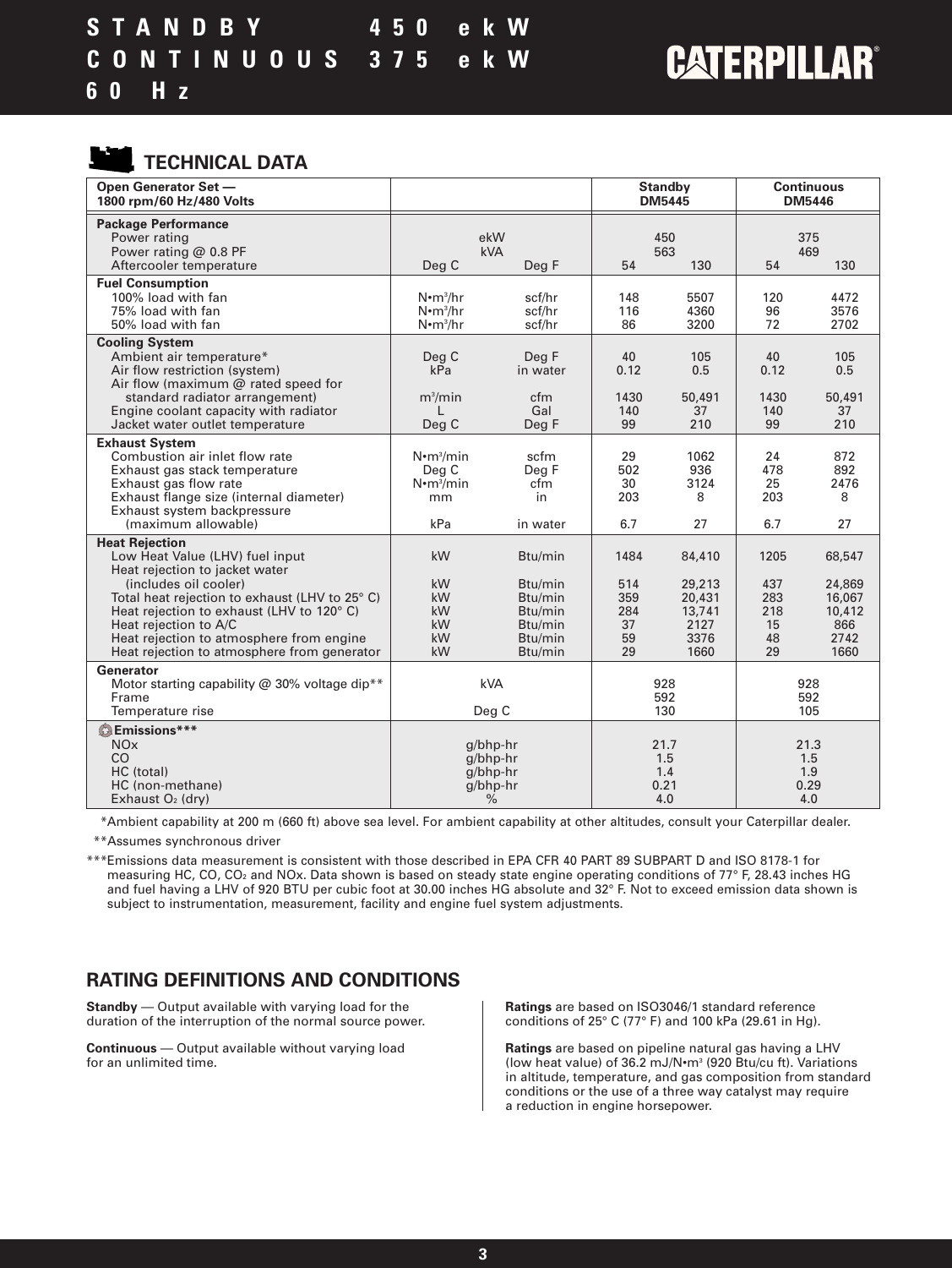# STANDBY 450 ekW
# CONTINUOUS 375 ekW
# 60 Hz

CATERPILLAR®

## TECHNICAL DATA

| Open Generator Set — 1800 rpm/60 Hz/480 Volts | | | Standby DM5445 | | Continuous DM5446 | |
|---|---|---|---|---|---|---|
| **Package Performance** | | | | | | |
| Power rating | ekW | | 450 | | 375 | |
| Power rating @ 0.8 PF | kVA | | 563 | | 469 | |
| Aftercooler temperature | Deg C | Deg F | 54 | 130 | 54 | 130 |
| **Fuel Consumption** | | | | | | |
| 100% load with fan | N•m³/hr | scf/hr | 148 | 5507 | 120 | 4472 |
| 75% load with fan | N•m³/hr | scf/hr | 116 | 4360 | 96 | 3576 |
| 50% load with fan | N•m³/hr | scf/hr | 86 | 3200 | 72 | 2702 |
| **Cooling System** | | | | | | |
| Ambient air temperature* | Deg C | Deg F | 40 | 105 | 40 | 105 |
| Air flow restriction (system) | kPa | in water | 0.12 | 0.5 | 0.12 | 0.5 |
| Air flow (maximum @ rated speed for standard radiator arrangement) | m³/min | cfm | 1430 | 50,491 | 1430 | 50,491 |
| Engine coolant capacity with radiator | L | Gal | 140 | 37 | 140 | 37 |
| Jacket water outlet temperature | Deg C | Deg F | 99 | 210 | 99 | 210 |
| **Exhaust System** | | | | | | |
| Combustion air inlet flow rate | N•m³/min | scfm | 29 | 1062 | 24 | 872 |
| Exhaust gas stack temperature | Deg C | Deg F | 502 | 936 | 478 | 892 |
| Exhaust gas flow rate | N•m³/min | cfm | 30 | 3124 | 25 | 2476 |
| Exhaust flange size (internal diameter) | mm | in | 203 | 8 | 203 | 8 |
| Exhaust system backpressure (maximum allowable) | kPa | in water | 6.7 | 27 | 6.7 | 27 |
| **Heat Rejection** | | | | | | |
| Low Heat Value (LHV) fuel input | kW | Btu/min | 1484 | 84,410 | 1205 | 68,547 |
| Heat rejection to jacket water (includes oil cooler) | kW | Btu/min | 514 | 29,213 | 437 | 24,869 |
| Total heat rejection to exhaust (LHV to 25° C) | kW | Btu/min | 359 | 20,431 | 283 | 16,067 |
| Heat rejection to exhaust (LHV to 120° C) | kW | Btu/min | 284 | 13,741 | 218 | 10,412 |
| Heat rejection to A/C | kW | Btu/min | 37 | 2127 | 15 | 866 |
| Heat rejection to atmosphere from engine | kW | Btu/min | 59 | 3376 | 48 | 2742 |
| Heat rejection to atmosphere from generator | kW | Btu/min | 29 | 1660 | 29 | 1660 |
| **Generator** | | | | | | |
| Motor starting capability @ 30% voltage dip** | kVA | | 928 | | 928 | |
| Frame | | | 592 | | 592 | |
| Temperature rise | Deg C | | 130 | | 105 | |
| **Emissions*** ** | | | | | | |
| NOx | g/bhp-hr | | 21.7 | | 21.3 | |
| CO | g/bhp-hr | | 1.5 | | 1.5 | |
| HC (total) | g/bhp-hr | | 1.4 | | 1.9 | |
| HC (non-methane) | g/bhp-hr | | 0.21 | | 0.29 | |
| Exhaust $O_2$ (dry) | % | | 4.0 | | 4.0 | |

*Ambient capability at 200 m (660 ft) above sea level. For ambient capability at other altitudes, consult your Caterpillar dealer.

**Assumes synchronous driver

***Emissions data measurement is consistent with those described in EPA CFR 40 PART 89 SUBPART D and ISO 8178-1 for measuring HC, CO, $CO_2$ and NOx. Data shown is based on steady state engine operating conditions of 77° F, 28.43 inches HG and fuel having a LHV of 920 BTU per cubic foot at 30.00 inches HG absolute and 32° F. Not to exceed emission data shown is subject to instrumentation, measurement, facility and engine fuel system adjustments.

## RATING DEFINITIONS AND CONDITIONS

**Standby** — Output available with varying load for the duration of the interruption of the normal source power.

**Continuous** — Output available without varying load for an unlimited time.

**Ratings** are based on ISO3046/1 standard reference conditions of 25° C (77° F) and 100 kPa (29.61 in Hg).

**Ratings** are based on pipeline natural gas having a LHV (low heat value) of 36.2 mJ/N•m³ (920 Btu/cu ft). Variations in altitude, temperature, and gas composition from standard conditions or the use of a three way catalyst may require a reduction in engine horsepower.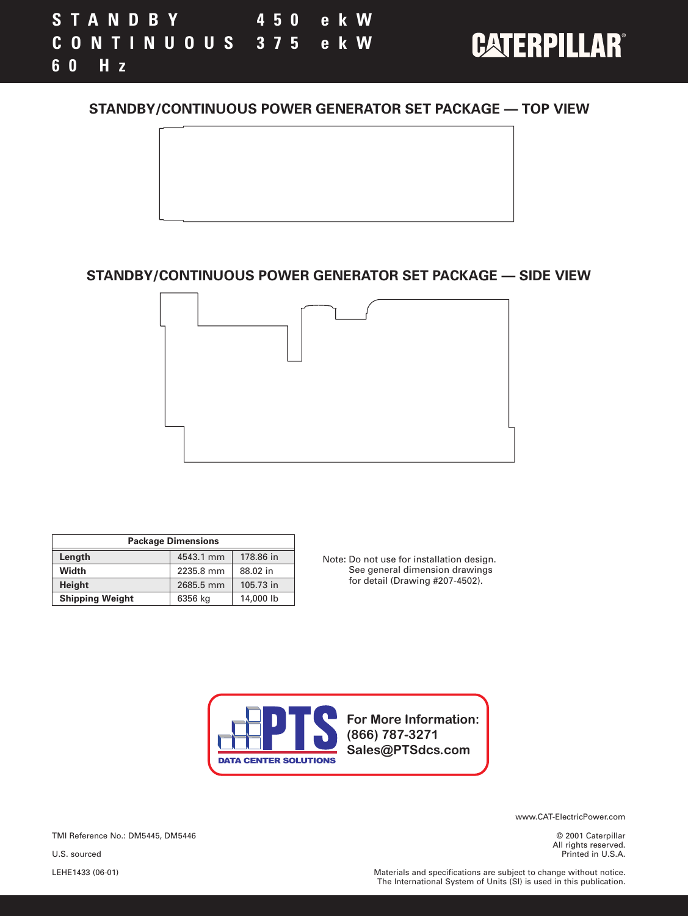STANDBY 450 ekW
CONTINUOUS 375 ekW
60 Hz

CATERPILLAR®

## STANDBY/CONTINUOUS POWER GENERATOR SET PACKAGE — TOP VIEW

## STANDBY/CONTINUOUS POWER GENERATOR SET PACKAGE — SIDE VIEW

| Package Dimensions | | |
|---|---|---|
| **Length** | 4543.1 mm | 178.86 in |
| **Width** | 2235.8 mm | 88.02 in |
| **Height** | 2685.5 mm | 105.73 in |
| **Shipping Weight** | 6356 kg | 14,000 lb |

Note: Do not use for installation design. See general dimension drawings for detail (Drawing #207-4502).

PTS DATA CENTER SOLUTIONS

**For More Information:**
**(866) 787-3271**
**Sales@PTSdcs.com**

www.CAT-ElectricPower.com

TMI Reference No.: DM5445, DM5446

U.S. sourced

LEHE1433 (06-01)

© 2001 Caterpillar
All rights reserved.
Printed in U.S.A.

Materials and specifications are subject to change without notice.
The International System of Units (SI) is used in this publication.